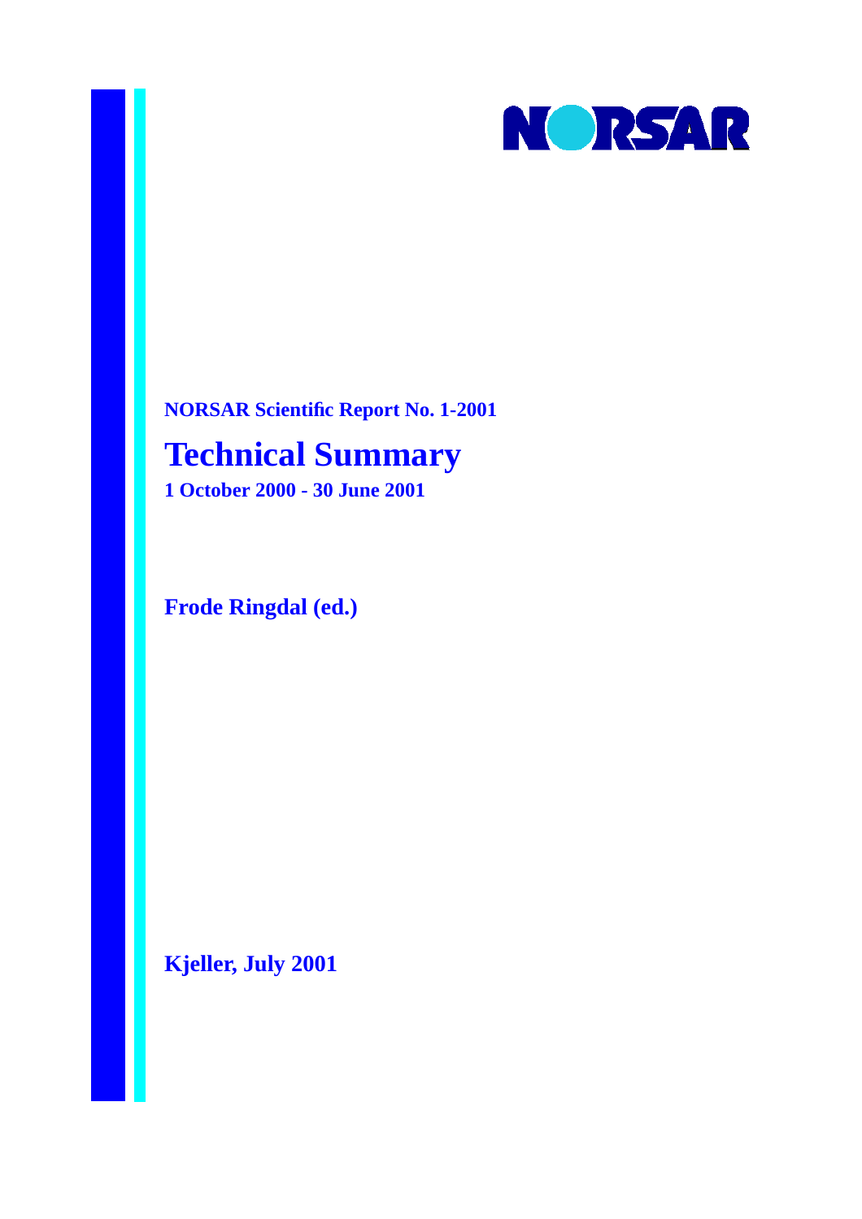NORSAR

**NORSAR Scientific Report No. 1-2001**

# Technical Summary

**1 October 2000 - 30 June 2001**

**Frode Ringdal (ed.)**

**Kjeller, July 2001**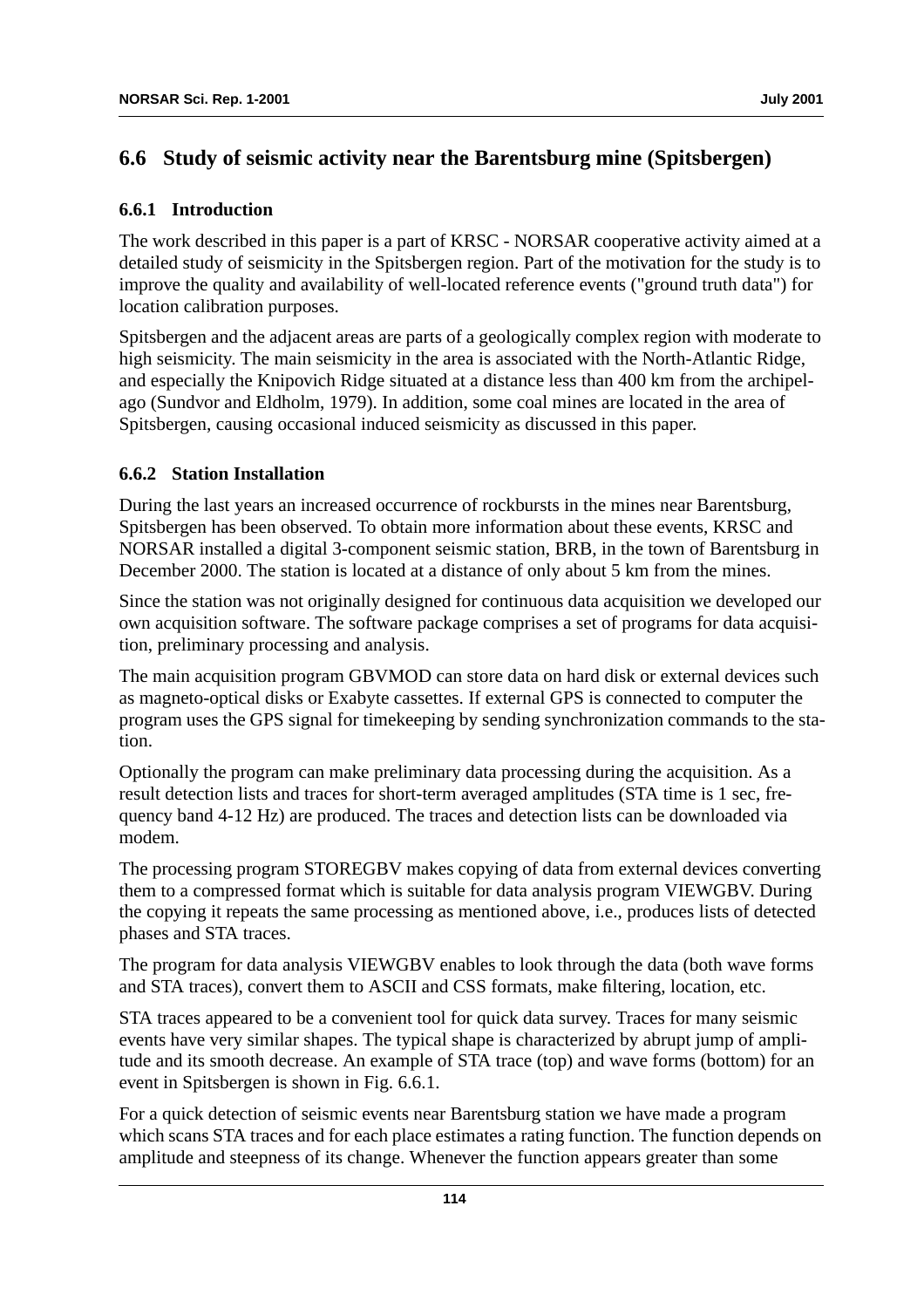## 6.6 Study of seismic activity near the Barentsburg mine (Spitsbergen)

### 6.6.1 Introduction

The work described in this paper is a part of KRSC - NORSAR cooperative activity aimed at a detailed study of seismicity in the Spitsbergen region. Part of the motivation for the study is to improve the quality and availability of well-located reference events ("ground truth data") for location calibration purposes.

Spitsbergen and the adjacent areas are parts of a geologically complex region with moderate to high seismicity. The main seismicity in the area is associated with the North-Atlantic Ridge, and especially the Knipovich Ridge situated at a distance less than 400 km from the archipelago (Sundvor and Eldholm, 1979). In addition, some coal mines are located in the area of Spitsbergen, causing occasional induced seismicity as discussed in this paper.

### 6.6.2 Station Installation

During the last years an increased occurrence of rockbursts in the mines near Barentsburg, Spitsbergen has been observed. To obtain more information about these events, KRSC and NORSAR installed a digital 3-component seismic station, BRB, in the town of Barentsburg in December 2000. The station is located at a distance of only about 5 km from the mines.

Since the station was not originally designed for continuous data acquisition we developed our own acquisition software. The software package comprises a set of programs for data acquisition, preliminary processing and analysis.

The main acquisition program GBVMOD can store data on hard disk or external devices such as magneto-optical disks or Exabyte cassettes. If external GPS is connected to computer the program uses the GPS signal for timekeeping by sending synchronization commands to the station.

Optionally the program can make preliminary data processing during the acquisition. As a result detection lists and traces for short-term averaged amplitudes (STA time is 1 sec, frequency band 4-12 Hz) are produced. The traces and detection lists can be downloaded via modem.

The processing program STOREGBV makes copying of data from external devices converting them to a compressed format which is suitable for data analysis program VIEWGBV. During the copying it repeats the same processing as mentioned above, i.e., produces lists of detected phases and STA traces.

The program for data analysis VIEWGBV enables to look through the data (both wave forms and STA traces), convert them to ASCII and CSS formats, make filtering, location, etc.

STA traces appeared to be a convenient tool for quick data survey. Traces for many seismic events have very similar shapes. The typical shape is characterized by abrupt jump of amplitude and its smooth decrease. An example of STA trace (top) and wave forms (bottom) for an event in Spitsbergen is shown in Fig. 6.6.1.

For a quick detection of seismic events near Barentsburg station we have made a program which scans STA traces and for each place estimates a rating function. The function depends on amplitude and steepness of its change. Whenever the function appears greater than some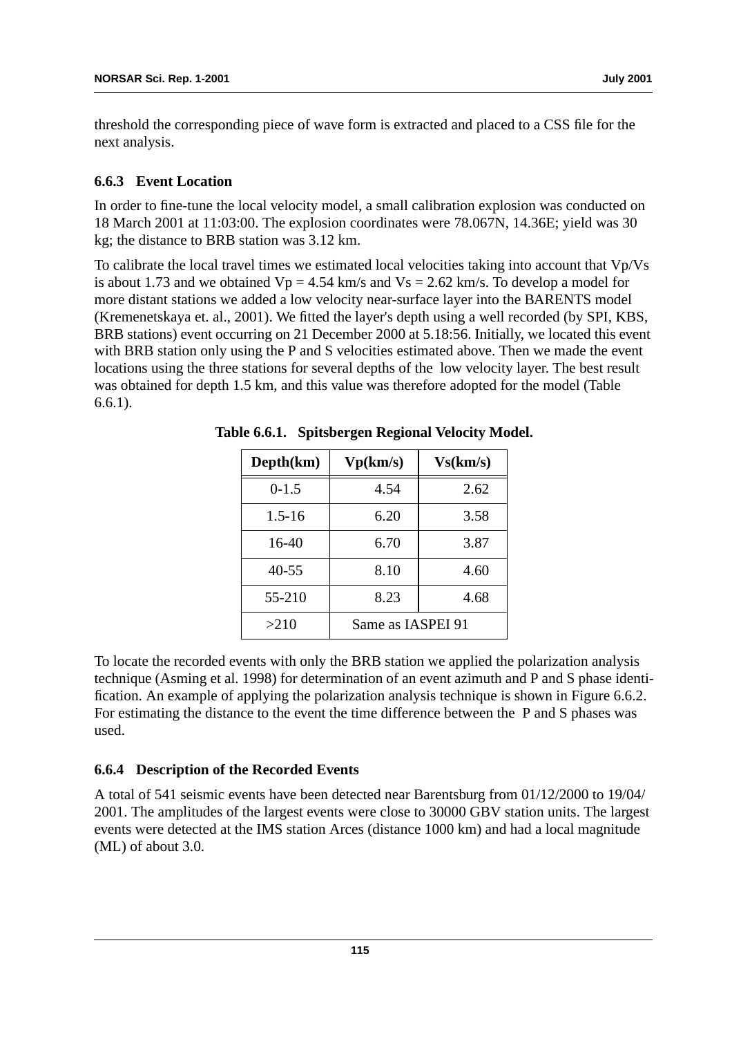threshold the corresponding piece of wave form is extracted and placed to a CSS file for the next analysis.

### 6.6.3 Event Location

In order to fine-tune the local velocity model, a small calibration explosion was conducted on 18 March 2001 at 11:03:00. The explosion coordinates were 78.067N, 14.36E; yield was 30 kg; the distance to BRB station was 3.12 km.

To calibrate the local travel times we estimated local velocities taking into account that Vp/Vs is about 1.73 and we obtained Vp = 4.54 km/s and Vs = 2.62 km/s. To develop a model for more distant stations we added a low velocity near-surface layer into the BARENTS model (Kremenetskaya et. al., 2001). We fitted the layer's depth using a well recorded (by SPI, KBS, BRB stations) event occurring on 21 December 2000 at 5.18:56. Initially, we located this event with BRB station only using the P and S velocities estimated above. Then we made the event locations using the three stations for several depths of the low velocity layer. The best result was obtained for depth 1.5 km, and this value was therefore adopted for the model (Table 6.6.1).

**Table 6.6.1. Spitsbergen Regional Velocity Model.**

| Depth(km) | Vp(km/s) | Vs(km/s) |
|---|---|---|
| 0-1.5 | 4.54 | 2.62 |
| 1.5-16 | 6.20 | 3.58 |
| 16-40 | 6.70 | 3.87 |
| 40-55 | 8.10 | 4.60 |
| 55-210 | 8.23 | 4.68 |
| >210 | Same as IASPEI 91 | |

To locate the recorded events with only the BRB station we applied the polarization analysis technique (Asming et al. 1998) for determination of an event azimuth and P and S phase identification. An example of applying the polarization analysis technique is shown in Figure 6.6.2. For estimating the distance to the event the time difference between the P and S phases was used.

### 6.6.4 Description of the Recorded Events

A total of 541 seismic events have been detected near Barentsburg from 01/12/2000 to 19/04/2001. The amplitudes of the largest events were close to 30000 GBV station units. The largest events were detected at the IMS station Arces (distance 1000 km) and had a local magnitude (ML) of about 3.0.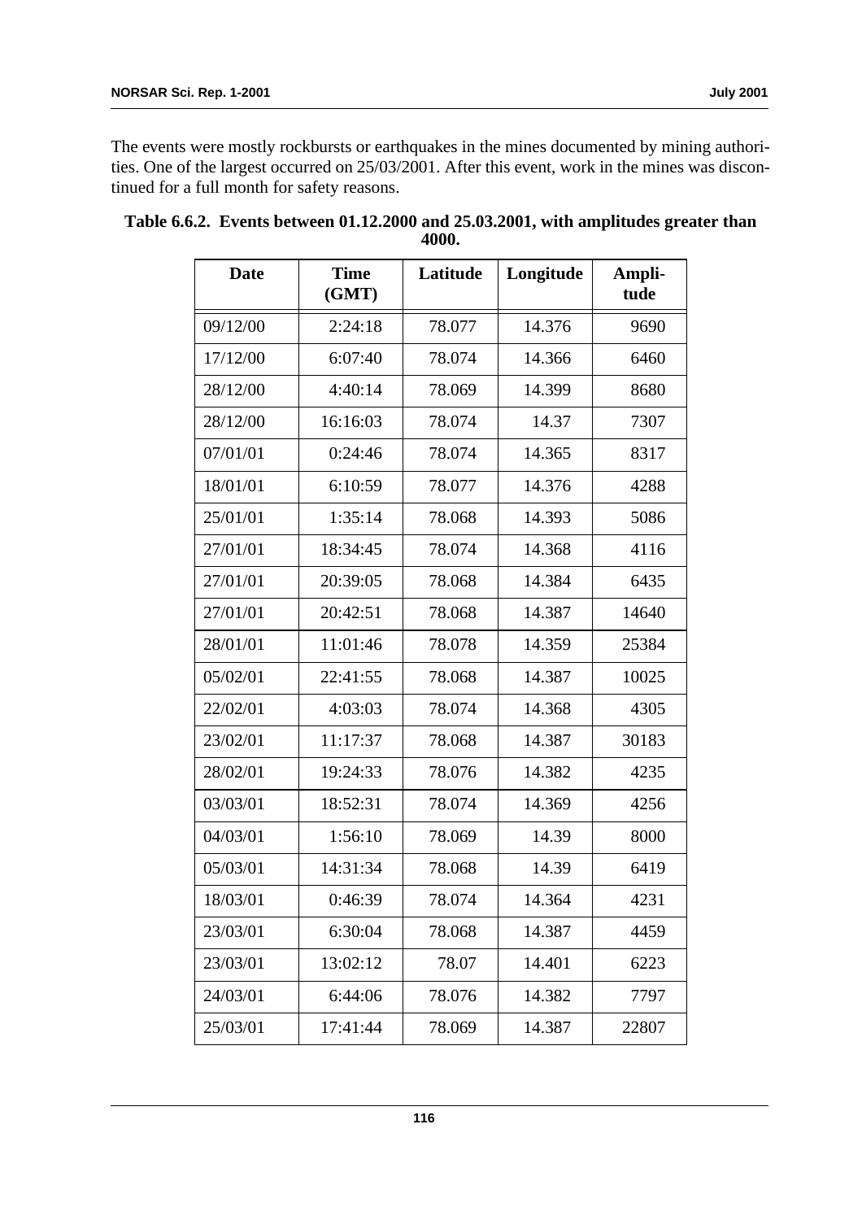The events were mostly rockbursts or earthquakes in the mines documented by mining authorities. One of the largest occurred on 25/03/2001. After this event, work in the mines was discontinued for a full month for safety reasons.

**Table 6.6.2. Events between 01.12.2000 and 25.03.2001, with amplitudes greater than 4000.**

| Date | Time (GMT) | Latitude | Longitude | Amplitude |
|---|---|---|---|---|
| 09/12/00 | 2:24:18 | 78.077 | 14.376 | 9690 |
| 17/12/00 | 6:07:40 | 78.074 | 14.366 | 6460 |
| 28/12/00 | 4:40:14 | 78.069 | 14.399 | 8680 |
| 28/12/00 | 16:16:03 | 78.074 | 14.37 | 7307 |
| 07/01/01 | 0:24:46 | 78.074 | 14.365 | 8317 |
| 18/01/01 | 6:10:59 | 78.077 | 14.376 | 4288 |
| 25/01/01 | 1:35:14 | 78.068 | 14.393 | 5086 |
| 27/01/01 | 18:34:45 | 78.074 | 14.368 | 4116 |
| 27/01/01 | 20:39:05 | 78.068 | 14.384 | 6435 |
| 27/01/01 | 20:42:51 | 78.068 | 14.387 | 14640 |
| 28/01/01 | 11:01:46 | 78.078 | 14.359 | 25384 |
| 05/02/01 | 22:41:55 | 78.068 | 14.387 | 10025 |
| 22/02/01 | 4:03:03 | 78.074 | 14.368 | 4305 |
| 23/02/01 | 11:17:37 | 78.068 | 14.387 | 30183 |
| 28/02/01 | 19:24:33 | 78.076 | 14.382 | 4235 |
| 03/03/01 | 18:52:31 | 78.074 | 14.369 | 4256 |
| 04/03/01 | 1:56:10 | 78.069 | 14.39 | 8000 |
| 05/03/01 | 14:31:34 | 78.068 | 14.39 | 6419 |
| 18/03/01 | 0:46:39 | 78.074 | 14.364 | 4231 |
| 23/03/01 | 6:30:04 | 78.068 | 14.387 | 4459 |
| 23/03/01 | 13:02:12 | 78.07 | 14.401 | 6223 |
| 24/03/01 | 6:44:06 | 78.076 | 14.382 | 7797 |
| 25/03/01 | 17:41:44 | 78.069 | 14.387 | 22807 |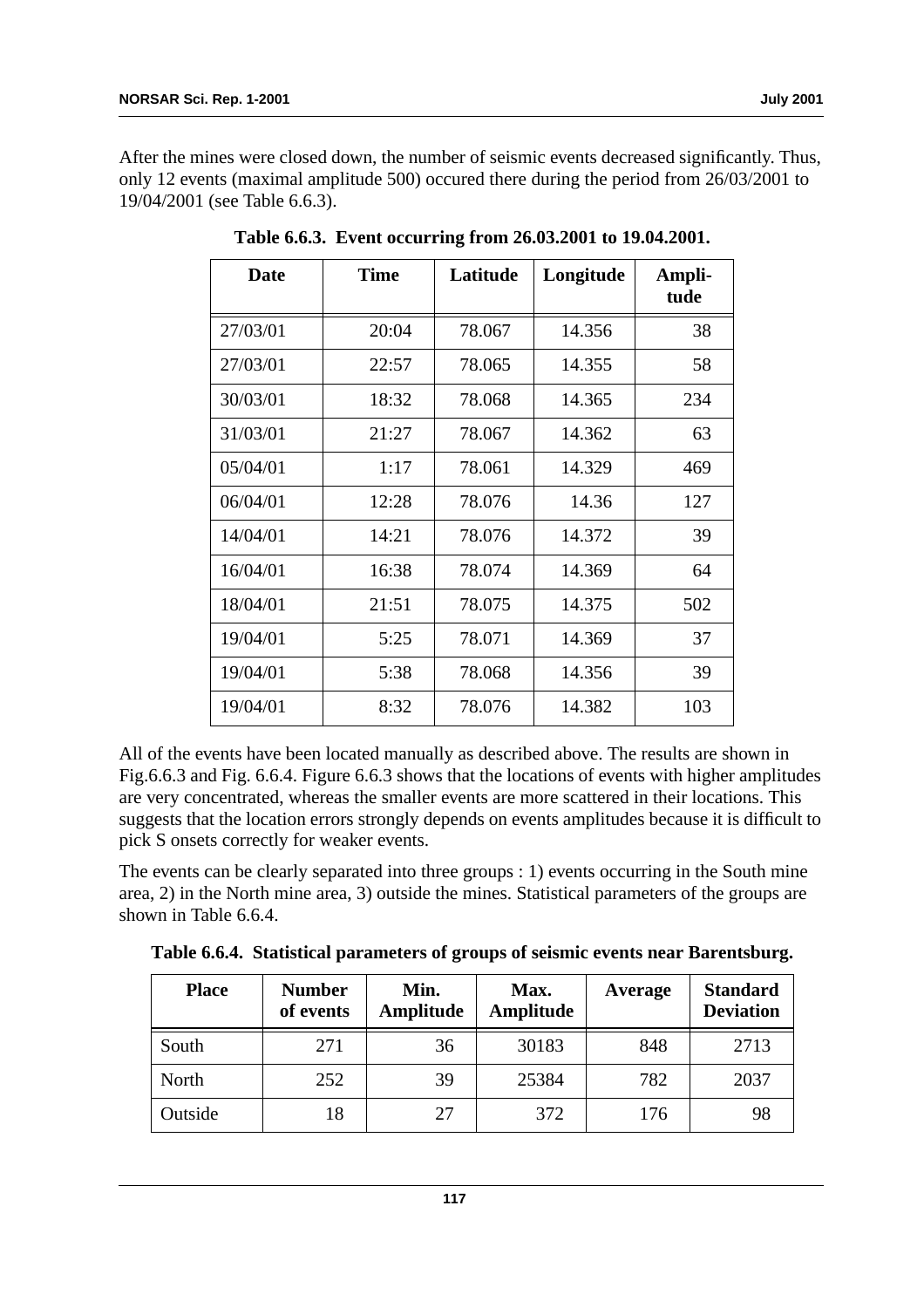After the mines were closed down, the number of seismic events decreased significantly. Thus, only 12 events (maximal amplitude 500) occured there during the period from 26/03/2001 to 19/04/2001 (see Table 6.6.3).

**Table 6.6.3. Event occurring from 26.03.2001 to 19.04.2001.**

| Date | Time | Latitude | Longitude | Ampli-tude |
|---|---|---|---|---|
| 27/03/01 | 20:04 | 78.067 | 14.356 | 38 |
| 27/03/01 | 22:57 | 78.065 | 14.355 | 58 |
| 30/03/01 | 18:32 | 78.068 | 14.365 | 234 |
| 31/03/01 | 21:27 | 78.067 | 14.362 | 63 |
| 05/04/01 | 1:17 | 78.061 | 14.329 | 469 |
| 06/04/01 | 12:28 | 78.076 | 14.36 | 127 |
| 14/04/01 | 14:21 | 78.076 | 14.372 | 39 |
| 16/04/01 | 16:38 | 78.074 | 14.369 | 64 |
| 18/04/01 | 21:51 | 78.075 | 14.375 | 502 |
| 19/04/01 | 5:25 | 78.071 | 14.369 | 37 |
| 19/04/01 | 5:38 | 78.068 | 14.356 | 39 |
| 19/04/01 | 8:32 | 78.076 | 14.382 | 103 |

All of the events have been located manually as described above. The results are shown in Fig.6.6.3 and Fig. 6.6.4. Figure 6.6.3 shows that the locations of events with higher amplitudes are very concentrated, whereas the smaller events are more scattered in their locations. This suggests that the location errors strongly depends on events amplitudes because it is difficult to pick S onsets correctly for weaker events.

The events can be clearly separated into three groups : 1) events occurring in the South mine area, 2) in the North mine area, 3) outside the mines. Statistical parameters of the groups are shown in Table 6.6.4.

**Table 6.6.4. Statistical parameters of groups of seismic events near Barentsburg.**

| Place | Number of events | Min. Amplitude | Max. Amplitude | Average | Standard Deviation |
|---|---|---|---|---|---|
| South | 271 | 36 | 30183 | 848 | 2713 |
| North | 252 | 39 | 25384 | 782 | 2037 |
| Outside | 18 | 27 | 372 | 176 | 98 |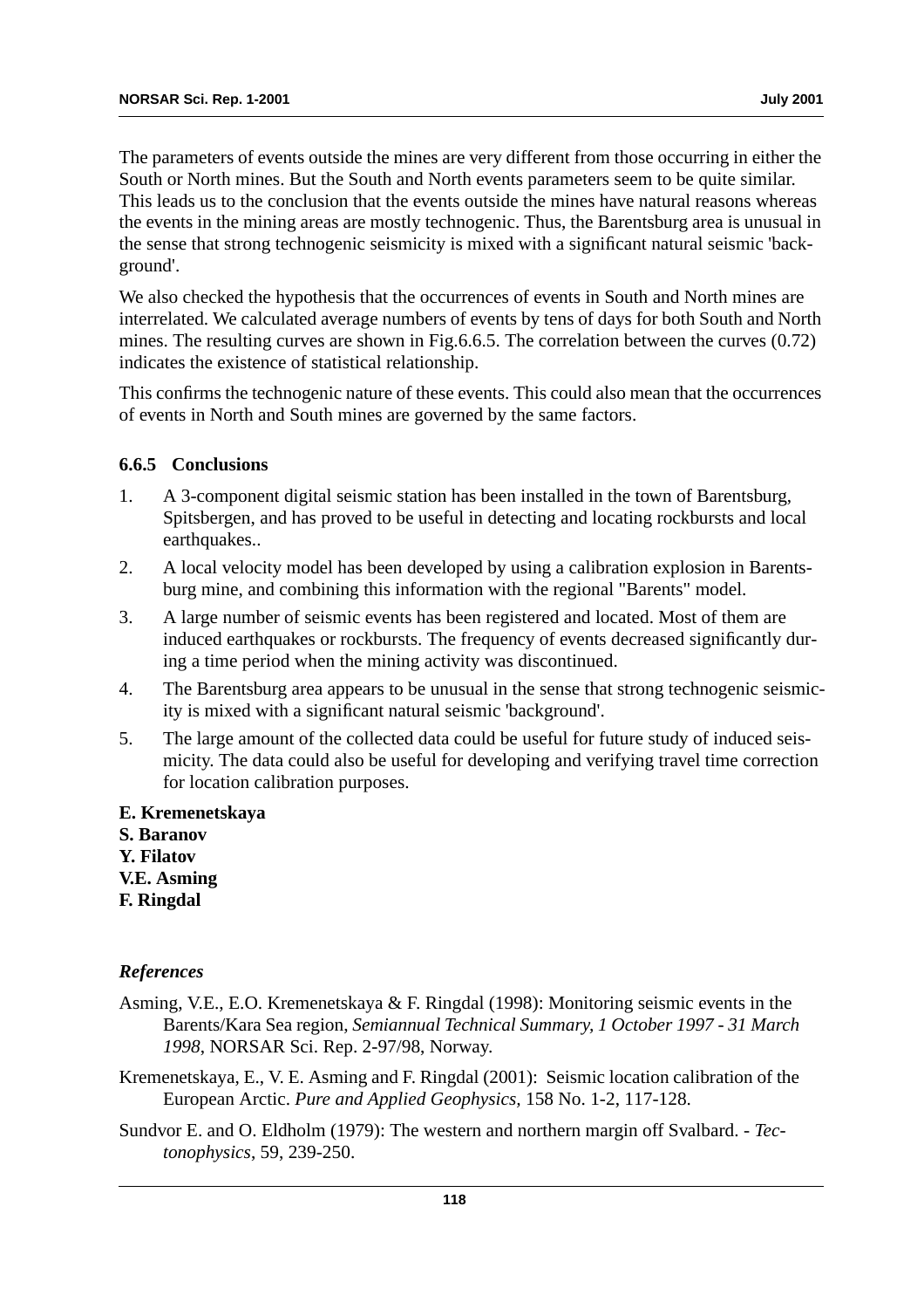The parameters of events outside the mines are very different from those occurring in either the South or North mines. But the South and North events parameters seem to be quite similar. This leads us to the conclusion that the events outside the mines have natural reasons whereas the events in the mining areas are mostly technogenic. Thus, the Barentsburg area is unusual in the sense that strong technogenic seismicity is mixed with a significant natural seismic 'background'.

We also checked the hypothesis that the occurrences of events in South and North mines are interrelated. We calculated average numbers of events by tens of days for both South and North mines. The resulting curves are shown in Fig.6.6.5. The correlation between the curves (0.72) indicates the existence of statistical relationship.

This confirms the technogenic nature of these events. This could also mean that the occurrences of events in North and South mines are governed by the same factors.

### 6.6.5 Conclusions

1. A 3-component digital seismic station has been installed in the town of Barentsburg, Spitsbergen, and has proved to be useful in detecting and locating rockbursts and local earthquakes..
2. A local velocity model has been developed by using a calibration explosion in Barentsburg mine, and combining this information with the regional "Barents" model.
3. A large number of seismic events has been registered and located. Most of them are induced earthquakes or rockbursts. The frequency of events decreased significantly during a time period when the mining activity was discontinued.
4. The Barentsburg area appears to be unusual in the sense that strong technogenic seismicity is mixed with a significant natural seismic 'background'.
5. The large amount of the collected data could be useful for future study of induced seismicity. The data could also be useful for developing and verifying travel time correction for location calibration purposes.

**E. Kremenetskaya**
**S. Baranov**
**Y. Filatov**
**V.E. Asming**
**F. Ringdal**

***References***

Asming, V.E., E.O. Kremenetskaya & F. Ringdal (1998): Monitoring seismic events in the Barents/Kara Sea region, *Semiannual Technical Summary, 1 October 1997 - 31 March 1998*, NORSAR Sci. Rep. 2-97/98, Norway.

Kremenetskaya, E., V. E. Asming and F. Ringdal (2001): Seismic location calibration of the European Arctic. *Pure and Applied Geophysics*, 158 No. 1-2, 117-128.

Sundvor E. and O. Eldholm (1979): The western and northern margin off Svalbard. - *Tectonophysics*, 59, 239-250.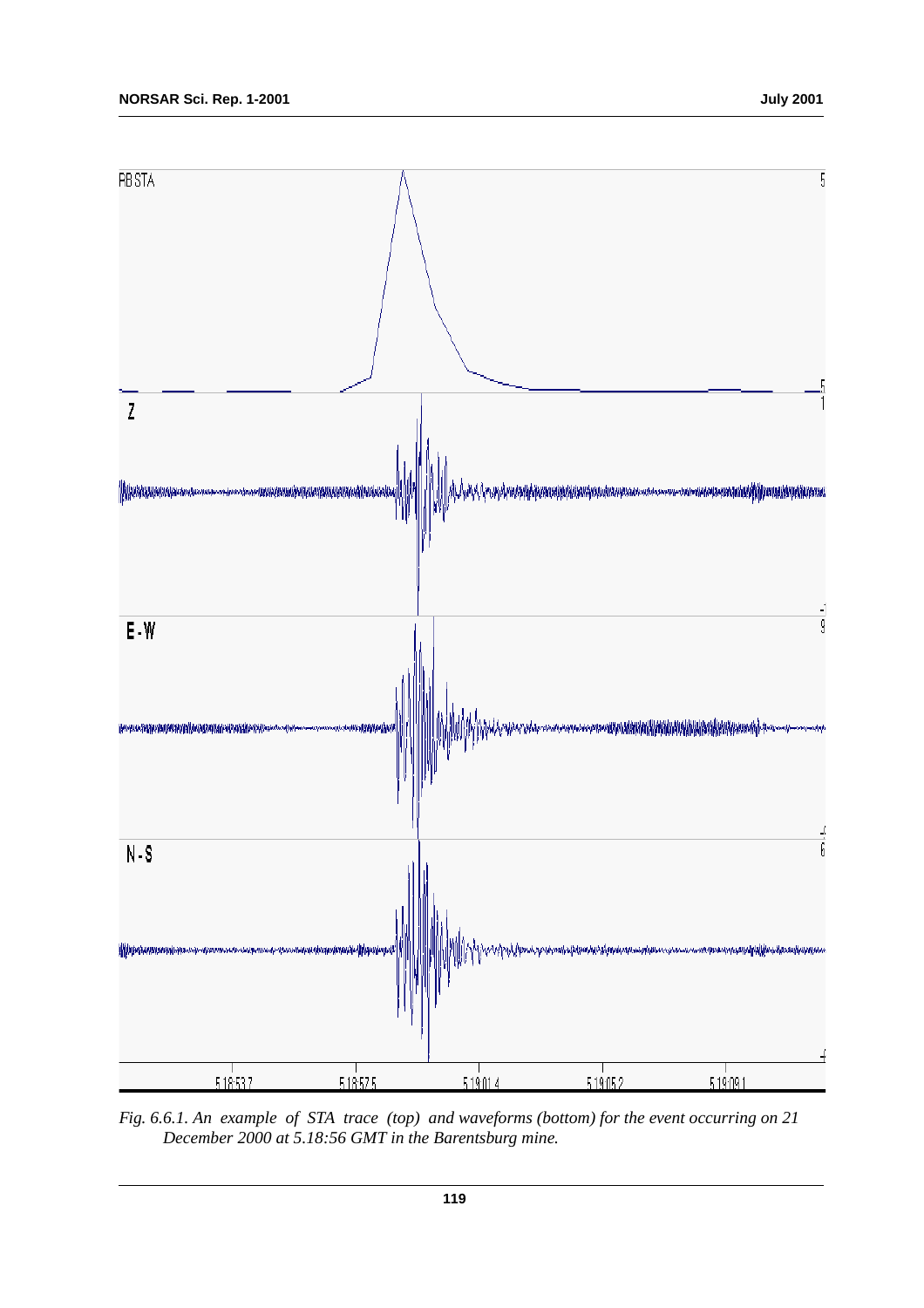*Fig. 6.6.1. An example of STA trace (top) and waveforms (bottom) for the event occurring on 21 December 2000 at 5.18:56 GMT in the Barentsburg mine.*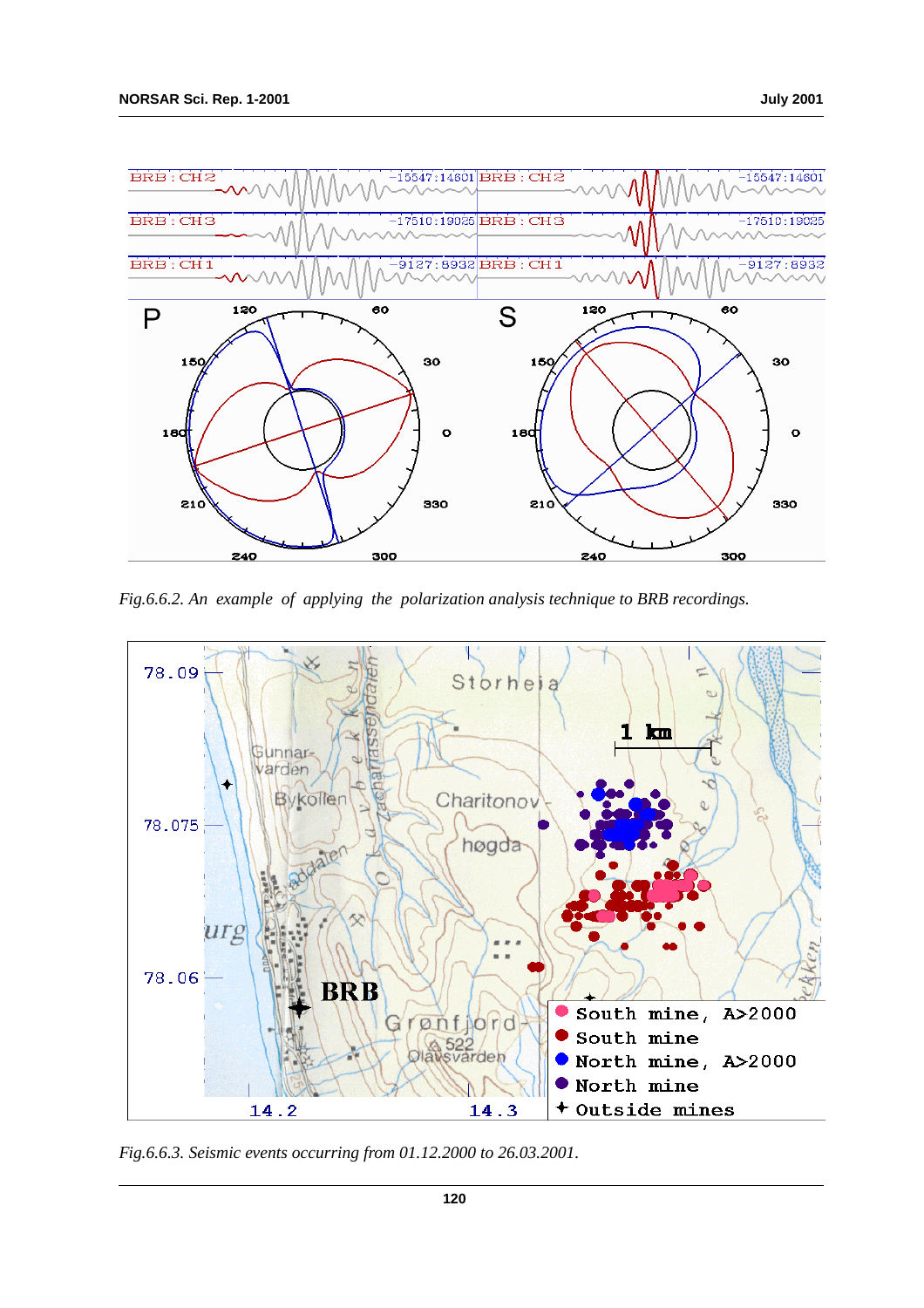*Fig.6.6.2. An example of applying the polarization analysis technique to BRB recordings.*

*Fig.6.6.3. Seismic events occurring from 01.12.2000 to 26.03.2001.*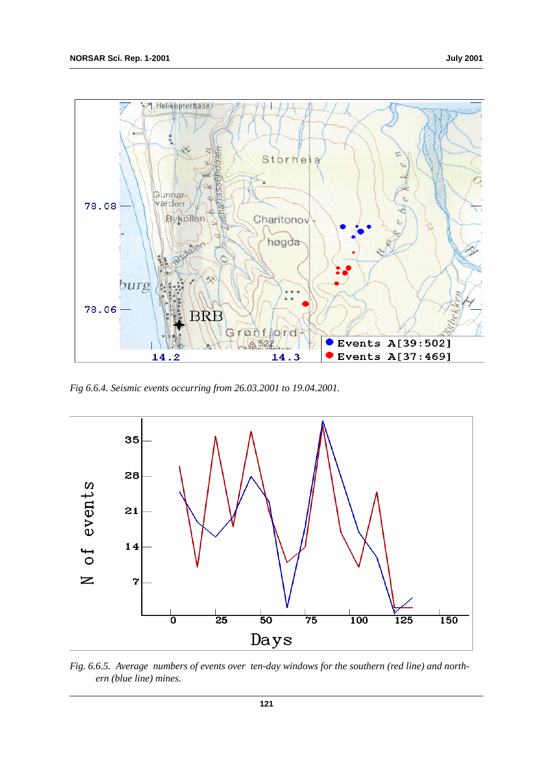78.08

78.06

14.2

14.3

Helikopterbase

Storheia

Gunnar-varden

Bykollen

Charitonov-høgda

BRB

Grønfjord

Events A[39:502]

Events A[37:469]

*Fig 6.6.4. Seismic events occurring from 26.03.2001 to 19.04.2001.*

N of events

35

28

21

14

7

0

25

50

75

100

125

150

Days

*Fig. 6.6.5. Average numbers of events over ten-day windows for the southern (red line) and northern (blue line) mines.*